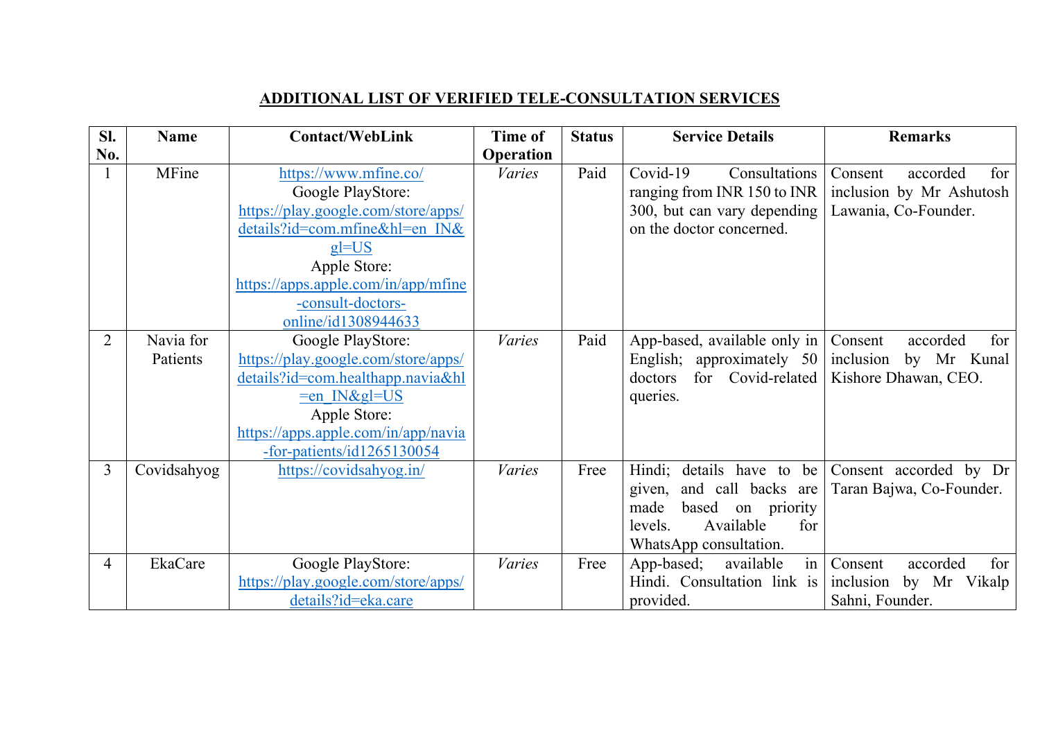# ADDITIONAL LIST OF VERIFIED TELE-CONSULTATION SERVICES

| Sl. No. | Name | Contact/WebLink | Time of Operation | Status | Service Details | Remarks |
|---|---|---|---|---|---|---|
| 1 | MFine | https://www.mfine.co/ Google PlayStore: https://play.google.com/store/apps/details?id=com.mfine&hl=en_IN&gl=US Apple Store: https://apps.apple.com/in/app/mfine-consult-doctors-online/id1308944633 | *Varies* | Paid | Covid-19 Consultations ranging from INR 150 to INR 300, but can vary depending on the doctor concerned. | Consent accorded for inclusion by Mr Ashutosh Lawania, Co-Founder. |
| 2 | Navia for Patients | Google PlayStore: https://play.google.com/store/apps/details?id=com.healthapp.navia&hl=en_IN&gl=US Apple Store: https://apps.apple.com/in/app/navia-for-patients/id1265130054 | *Varies* | Paid | App-based, available only in English; approximately 50 doctors for Covid-related queries. | Consent accorded for inclusion by Mr Kunal Kishore Dhawan, CEO. |
| 3 | Covidsahyog | https://covidsahyog.in/ | *Varies* | Free | Hindi; details have to be given, and call backs are made based on priority levels. Available for WhatsApp consultation. | Consent accorded by Dr Taran Bajwa, Co-Founder. |
| 4 | EkaCare | Google PlayStore: https://play.google.com/store/apps/details?id=eka.care | *Varies* | Free | App-based; available in Hindi. Consultation link is provided. | Consent accorded for inclusion by Mr Vikalp Sahni, Founder. |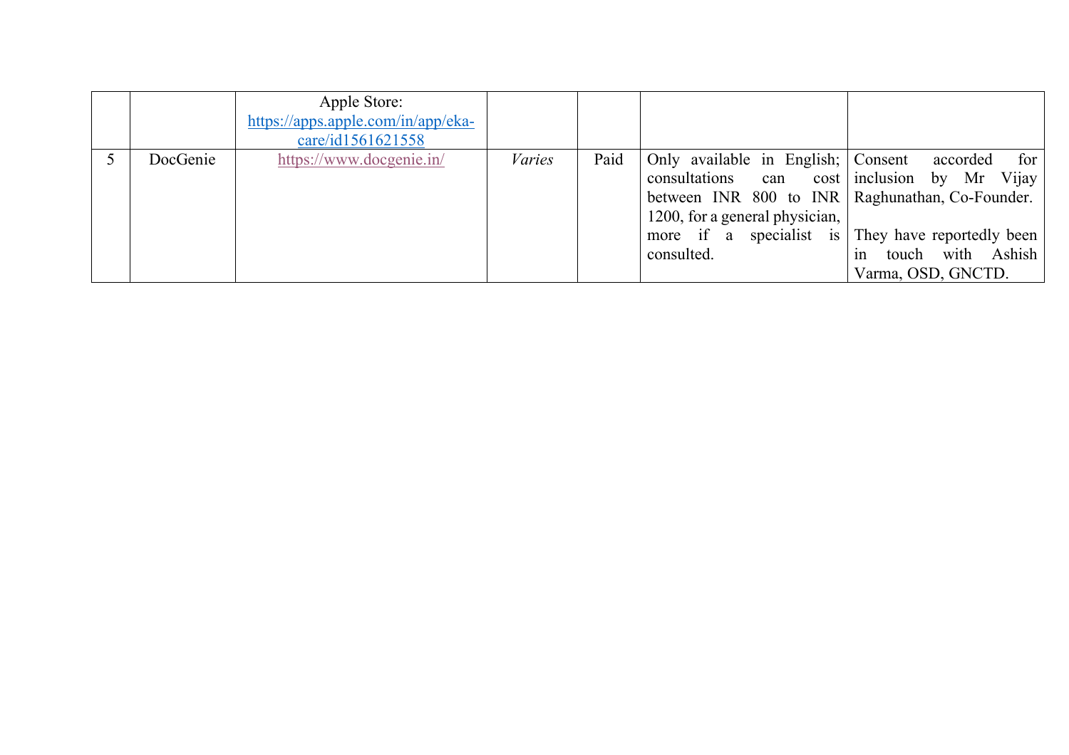| | | | | | | |
|---|---|---|---|---|---|---|
| | | Apple Store: https://apps.apple.com/in/app/eka-care/id1561621558 | | | | |
| 5 | DocGenie | https://www.docgenie.in/ | *Varies* | Paid | Only available in English; consultations can cost between INR 800 to INR 1200, for a general physician, more if a specialist is consulted. | Consent accorded for inclusion by Mr Vijay Raghunathan, Co-Founder. They have reportedly been in touch with Ashish Varma, OSD, GNCTD. |